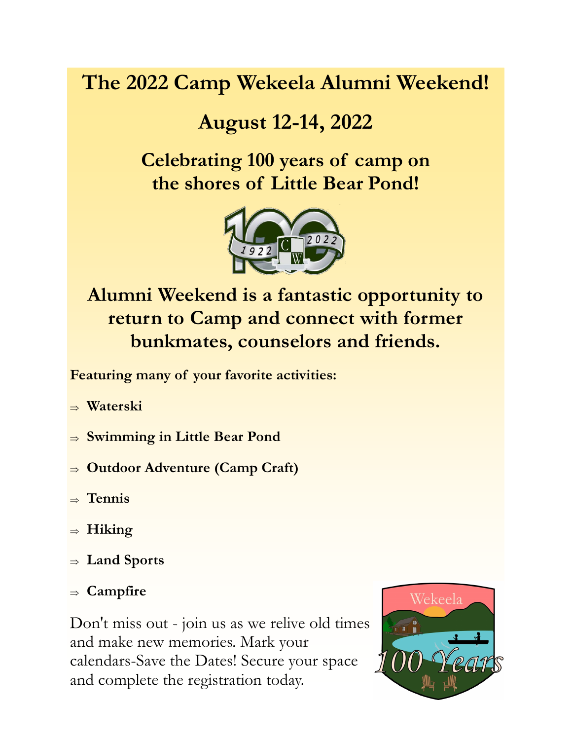# The 2022 Camp Wekeela Alumni Weekend!

## August 12-14, 2022

## Celebrating 100 years of camp on the shores of Little Bear Pond!

## Alumni Weekend is a fantastic opportunity to return to Camp and connect with former bunkmates, counselors and friends.

**Featuring many of your favorite activities:**

- ⇒ **Waterski**
- ⇒ **Swimming in Little Bear Pond**
- ⇒ **Outdoor Adventure (Camp Craft)**
- ⇒ **Tennis**
- ⇒ **Hiking**
- ⇒ **Land Sports**
- ⇒ **Campfire**

Don't miss out - join us as we relive old times and make new memories. Mark your calendars-Save the Dates! Secure your space and complete the registration today.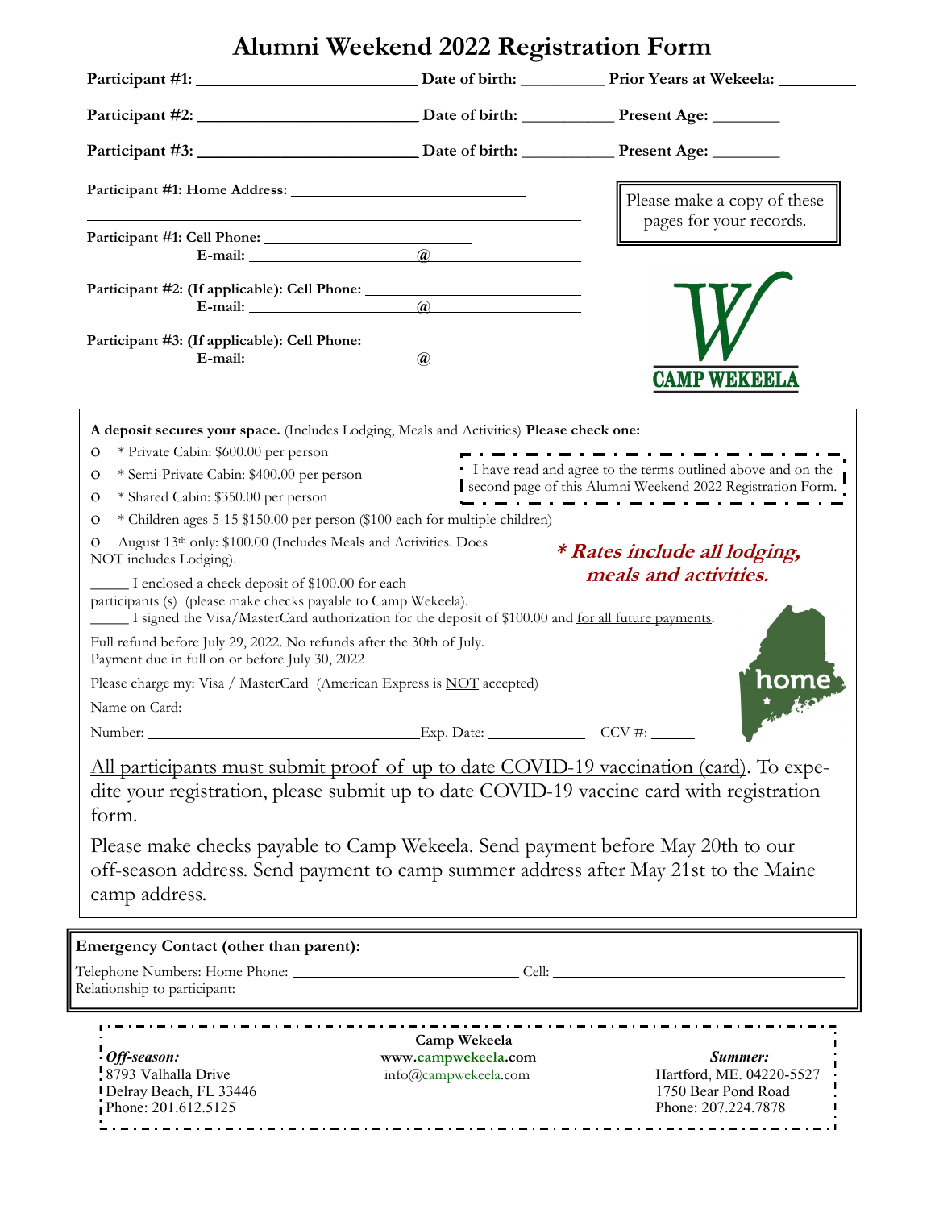# Alumni Weekend 2022 Registration Form

**Participant #1:** ______________________ **Date of birth:** __________ **Prior Years at Wekeela:** _________

**Participant #2:** ______________________ **Date of birth:** ___________ **Present Age:** ________

**Participant #3:** ______________________ **Date of birth:** ___________ **Present Age:** ________

**Participant #1: Home Address:** ____________________________

_____________________________________________

**Participant #1: Cell Phone:** ______________________

**E-mail:** ____________ **@** ____________

**Participant #2: (If applicable): Cell Phone:** ______________________

**E-mail:** ____________ **@** ____________

**Participant #3: (If applicable): Cell Phone:** ______________________

**E-mail:** ____________ **@** ____________

Please make a copy of these pages for your records.

CAMP WEKEELA

**A deposit secures your space.** (Includes Lodging, Meals and Activities) **Please check one:**

- o * Private Cabin: $600.00 per person
- o * Semi-Private Cabin: $400.00 per person
- o * Shared Cabin: $350.00 per person
- o * Children ages 5-15 $150.00 per person ($100 each for multiple children)
- o August 13th only: $100.00 (Includes Meals and Activities. Does NOT includes Lodging).

I have read and agree to the terms outlined above and on the second page of this Alumni Weekend 2022 Registration Form.

***\* Rates include all lodging, meals and activities.***

_____ I enclosed a check deposit of $100.00 for each participants (s) (please make checks payable to Camp Wekeela).

_____ I signed the Visa/MasterCard authorization for the deposit of $100.00 and for all future payments.

Full refund before July 29, 2022. No refunds after the 30th of July.
Payment due in full on or before July 30, 2022

Please charge my: Visa / MasterCard (American Express is NOT accepted)

Name on Card: ____________________________________________

Number: ________________________ Exp. Date: __________ CCV #: ______

home

All participants must submit proof of up to date COVID-19 vaccination (card). To expedite your registration, please submit up to date COVID-19 vaccine card with registration form.

Please make checks payable to Camp Wekeela. Send payment before May 20th to our off-season address. Send payment to camp summer address after May 21st to the Maine camp address.

**Emergency Contact (other than parent):** ____________________________________________

Telephone Numbers: Home Phone: ______________________ Cell: ______________________

Relationship to participant: ____________________________________________

**Camp Wekeela**
**www.campwekeela.com**
info@campwekeela.com

***Off-season:***
8793 Valhalla Drive
Delray Beach, FL 33446
Phone: 201.612.5125

***Summer:***
Hartford, ME. 04220-5527
1750 Bear Pond Road
Phone: 207.224.7878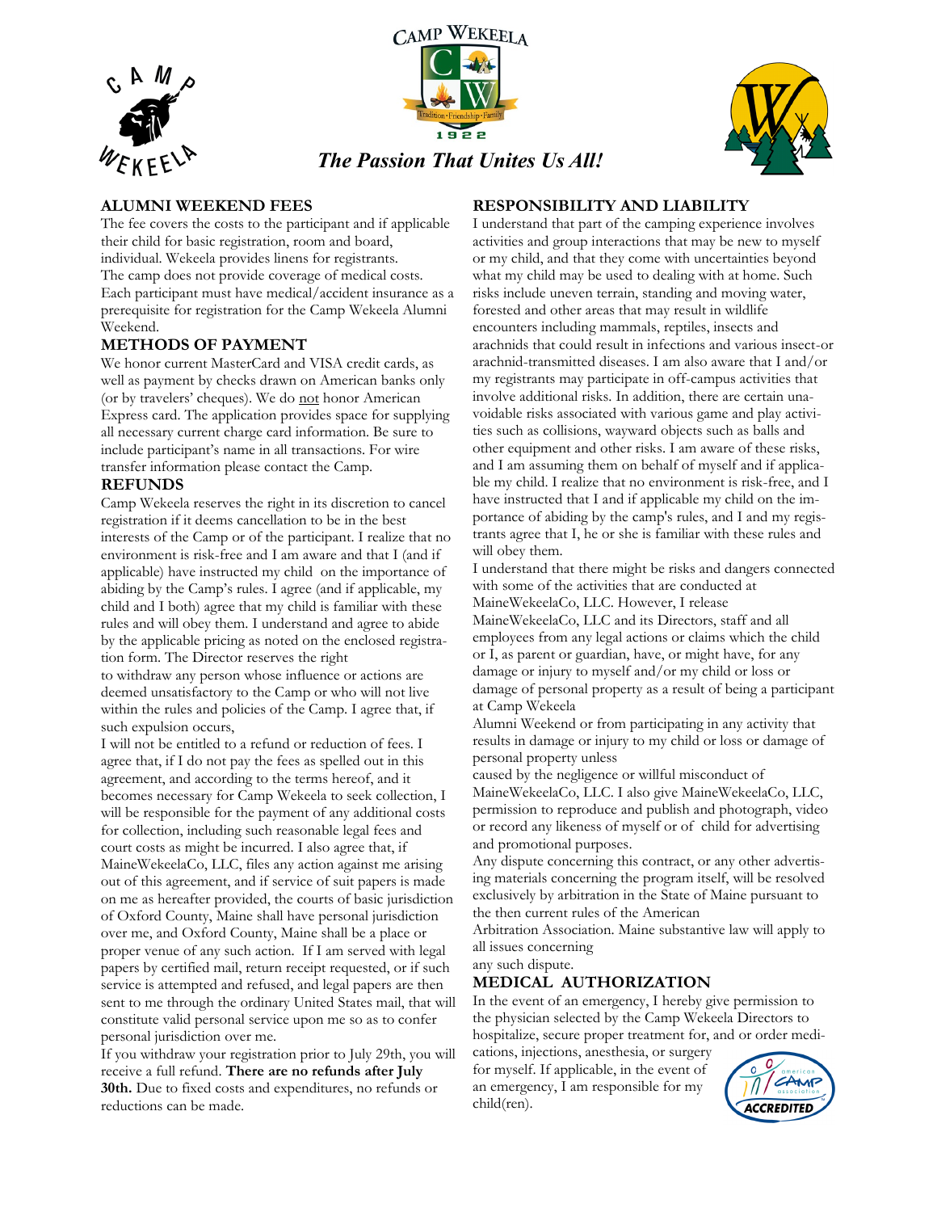CAMP WEKEELA

Tradition · Friendship · Family

1922

*The Passion That Unites Us All!*

## ALUMNI WEEKEND FEES

The fee covers the costs to the participant and if applicable their child for basic registration, room and board, individual. Wekeela provides linens for registrants. The camp does not provide coverage of medical costs. Each participant must have medical/accident insurance as a prerequisite for registration for the Camp Wekeela Alumni Weekend.

## METHODS OF PAYMENT

We honor current MasterCard and VISA credit cards, as well as payment by checks drawn on American banks only (or by travelers' cheques). We do not honor American Express card. The application provides space for supplying all necessary current charge card information. Be sure to include participant's name in all transactions. For wire transfer information please contact the Camp.

## REFUNDS

Camp Wekeela reserves the right in its discretion to cancel registration if it deems cancellation to be in the best interests of the Camp or of the participant. I realize that no environment is risk-free and I am aware and that I (and if applicable) have instructed my child on the importance of abiding by the Camp's rules. I agree (and if applicable, my child and I both) agree that my child is familiar with these rules and will obey them. I understand and agree to abide by the applicable pricing as noted on the enclosed registration form. The Director reserves the right to withdraw any person whose influence or actions are deemed unsatisfactory to the Camp or who will not live within the rules and policies of the Camp. I agree that, if such expulsion occurs,

I will not be entitled to a refund or reduction of fees. I agree that, if I do not pay the fees as spelled out in this agreement, and according to the terms hereof, and it becomes necessary for Camp Wekeela to seek collection, I will be responsible for the payment of any additional costs for collection, including such reasonable legal fees and court costs as might be incurred. I also agree that, if MaineWekeelaCo, LLC, files any action against me arising out of this agreement, and if service of suit papers is made on me as hereafter provided, the courts of basic jurisdiction of Oxford County, Maine shall have personal jurisdiction over me, and Oxford County, Maine shall be a place or proper venue of any such action. If I am served with legal papers by certified mail, return receipt requested, or if such service is attempted and refused, and legal papers are then sent to me through the ordinary United States mail, that will constitute valid personal service upon me so as to confer personal jurisdiction over me.

If you withdraw your registration prior to July 29th, you will receive a full refund. **There are no refunds after July 30th.** Due to fixed costs and expenditures, no refunds or reductions can be made.

## RESPONSIBILITY AND LIABILITY

I understand that part of the camping experience involves activities and group interactions that may be new to myself or my child, and that they come with uncertainties beyond what my child may be used to dealing with at home. Such risks include uneven terrain, standing and moving water, forested and other areas that may result in wildlife encounters including mammals, reptiles, insects and arachnids that could result in infections and various insect-or arachnid-transmitted diseases. I am also aware that I and/or my registrants may participate in off-campus activities that involve additional risks. In addition, there are certain unavoidable risks associated with various game and play activities such as collisions, wayward objects such as balls and other equipment and other risks. I am aware of these risks, and I am assuming them on behalf of myself and if applicable my child. I realize that no environment is risk-free, and I have instructed that I and if applicable my child on the importance of abiding by the camp's rules, and I and my registrants agree that I, he or she is familiar with these rules and will obey them.

I understand that there might be risks and dangers connected with some of the activities that are conducted at MaineWekeelaCo, LLC. However, I release MaineWekeelaCo, LLC and its Directors, staff and all employees from any legal actions or claims which the child or I, as parent or guardian, have, or might have, for any damage or injury to myself and/or my child or loss or damage of personal property as a result of being a participant at Camp Wekeela Alumni Weekend or from participating in any activity that results in damage or injury to my child or loss or damage of personal property unless caused by the negligence or willful misconduct of MaineWekeelaCo, LLC. I also give MaineWekeelaCo, LLC, permission to reproduce and publish and photograph, video or record any likeness of myself or of child for advertising and promotional purposes.

Any dispute concerning this contract, or any other advertising materials concerning the program itself, will be resolved exclusively by arbitration in the State of Maine pursuant to the then current rules of the American Arbitration Association. Maine substantive law will apply to all issues concerning any such dispute.

## MEDICAL AUTHORIZATION

In the event of an emergency, I hereby give permission to the physician selected by the Camp Wekeela Directors to hospitalize, secure proper treatment for, and or order medications, injections, anesthesia, or surgery for myself. If applicable, in the event of an emergency, I am responsible for my child(ren).

american camp association ACCREDITED